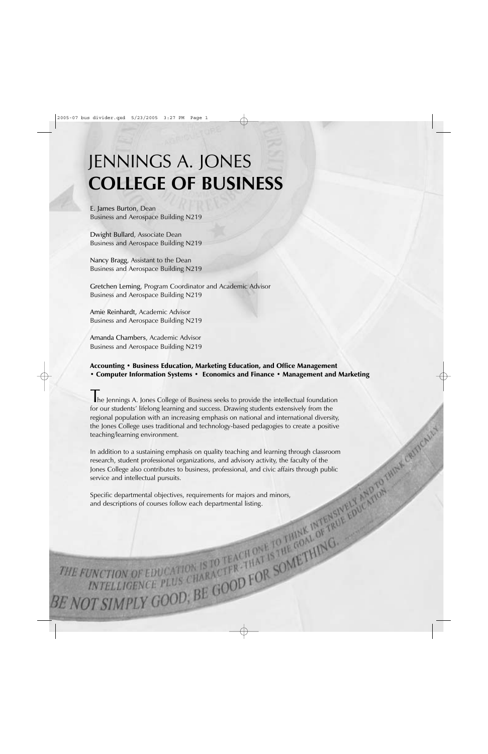# JENNINGS A. JONES **COLLEGE OF BUSINESS**

E. James Burton, Dean
Business and Aerospace Building N219

Dwight Bullard, Associate Dean
Business and Aerospace Building N219

Nancy Bragg, Assistant to the Dean
Business and Aerospace Building N219

Gretchen Leming, Program Coordinator and Academic Advisor
Business and Aerospace Building N219

Amie Reinhardt, Academic Advisor
Business and Aerospace Building N219

Amanda Chambers, Academic Advisor
Business and Aerospace Building N219

**Accounting • Business Education, Marketing Education, and Office Management • Computer Information Systems • Economics and Finance • Management and Marketing**

The Jennings A. Jones College of Business seeks to provide the intellectual foundation for our students' lifelong learning and success. Drawing students extensively from the regional population with an increasing emphasis on national and international diversity, the Jones College uses traditional and technology-based pedagogies to create a positive teaching/learning environment.

In addition to a sustaining emphasis on quality teaching and learning through classroom research, student professional organizations, and advisory activity, the faculty of the Jones College also contributes to business, professional, and civic affairs through public service and intellectual pursuits.

Specific departmental objectives, requirements for majors and minors, and descriptions of courses follow each departmental listing.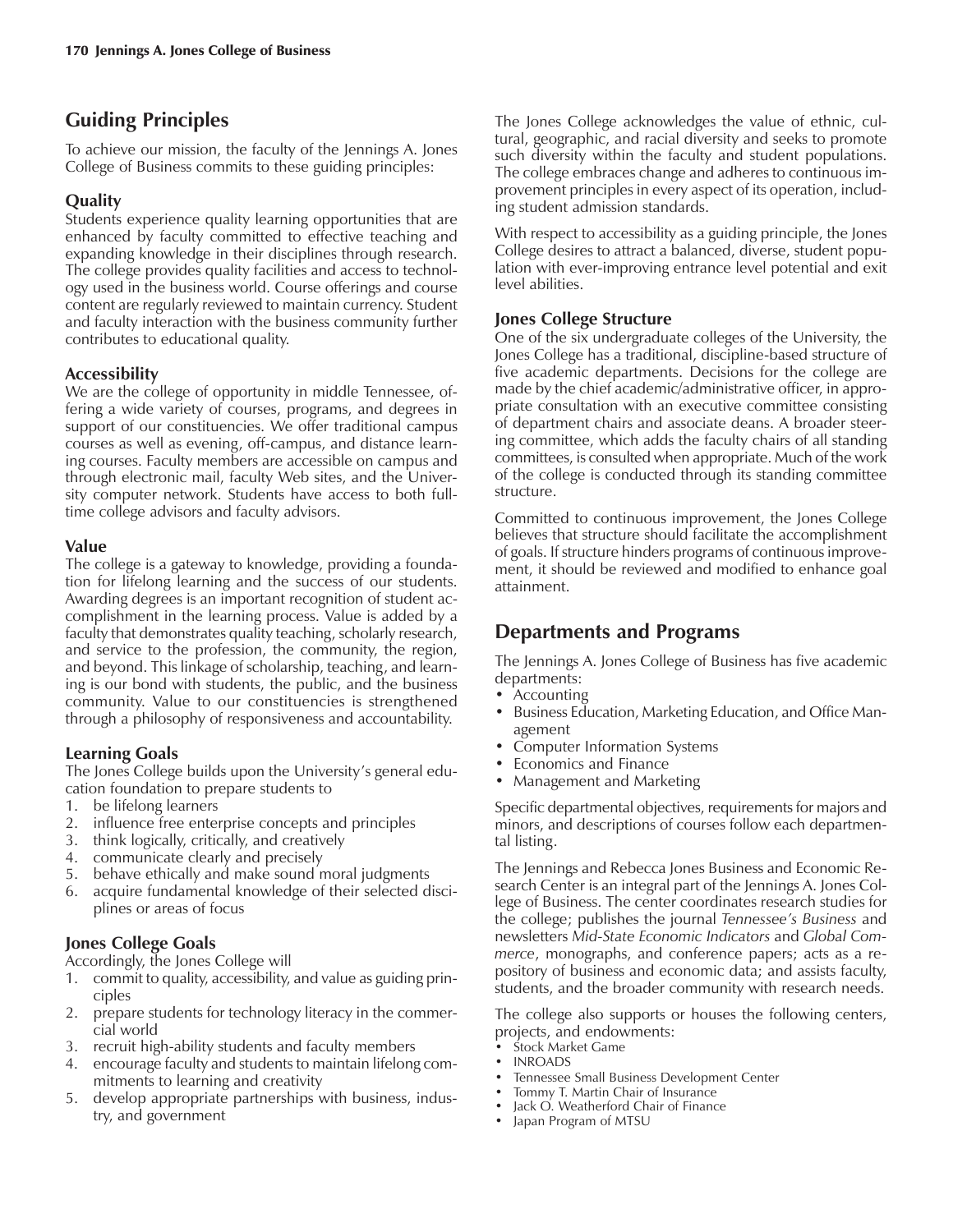## Guiding Principles

To achieve our mission, the faculty of the Jennings A. Jones College of Business commits to these guiding principles:

### Quality

Students experience quality learning opportunities that are enhanced by faculty committed to effective teaching and expanding knowledge in their disciplines through research. The college provides quality facilities and access to technology used in the business world. Course offerings and course content are regularly reviewed to maintain currency. Student and faculty interaction with the business community further contributes to educational quality.

### Accessibility

We are the college of opportunity in middle Tennessee, offering a wide variety of courses, programs, and degrees in support of our constituencies. We offer traditional campus courses as well as evening, off-campus, and distance learning courses. Faculty members are accessible on campus and through electronic mail, faculty Web sites, and the University computer network. Students have access to both full-time college advisors and faculty advisors.

### Value

The college is a gateway to knowledge, providing a foundation for lifelong learning and the success of our students. Awarding degrees is an important recognition of student accomplishment in the learning process. Value is added by a faculty that demonstrates quality teaching, scholarly research, and service to the profession, the community, the region, and beyond. This linkage of scholarship, teaching, and learning is our bond with students, the public, and the business community. Value to our constituencies is strengthened through a philosophy of responsiveness and accountability.

### Learning Goals

The Jones College builds upon the University's general education foundation to prepare students to

1. be lifelong learners
2. influence free enterprise concepts and principles
3. think logically, critically, and creatively
4. communicate clearly and precisely
5. behave ethically and make sound moral judgments
6. acquire fundamental knowledge of their selected disciplines or areas of focus

### Jones College Goals

Accordingly, the Jones College will

1. commit to quality, accessibility, and value as guiding principles
2. prepare students for technology literacy in the commercial world
3. recruit high-ability students and faculty members
4. encourage faculty and students to maintain lifelong commitments to learning and creativity
5. develop appropriate partnerships with business, industry, and government

The Jones College acknowledges the value of ethnic, cultural, geographic, and racial diversity and seeks to promote such diversity within the faculty and student populations. The college embraces change and adheres to continuous improvement principles in every aspect of its operation, including student admission standards.

With respect to accessibility as a guiding principle, the Jones College desires to attract a balanced, diverse, student population with ever-improving entrance level potential and exit level abilities.

### Jones College Structure

One of the six undergraduate colleges of the University, the Jones College has a traditional, discipline-based structure of five academic departments. Decisions for the college are made by the chief academic/administrative officer, in appropriate consultation with an executive committee consisting of department chairs and associate deans. A broader steering committee, which adds the faculty chairs of all standing committees, is consulted when appropriate. Much of the work of the college is conducted through its standing committee structure.

Committed to continuous improvement, the Jones College believes that structure should facilitate the accomplishment of goals. If structure hinders programs of continuous improvement, it should be reviewed and modified to enhance goal attainment.

## Departments and Programs

The Jennings A. Jones College of Business has five academic departments:

- Accounting
- Business Education, Marketing Education, and Office Management
- Computer Information Systems
- Economics and Finance
- Management and Marketing

Specific departmental objectives, requirements for majors and minors, and descriptions of courses follow each departmental listing.

The Jennings and Rebecca Jones Business and Economic Research Center is an integral part of the Jennings A. Jones College of Business. The center coordinates research studies for the college; publishes the journal *Tennessee's Business* and newsletters *Mid-State Economic Indicators* and *Global Commerce*, monographs, and conference papers; acts as a repository of business and economic data; and assists faculty, students, and the broader community with research needs.

The college also supports or houses the following centers, projects, and endowments:

- Stock Market Game
- INROADS
- Tennessee Small Business Development Center
- Tommy T. Martin Chair of Insurance
- Jack O. Weatherford Chair of Finance
- Japan Program of MTSU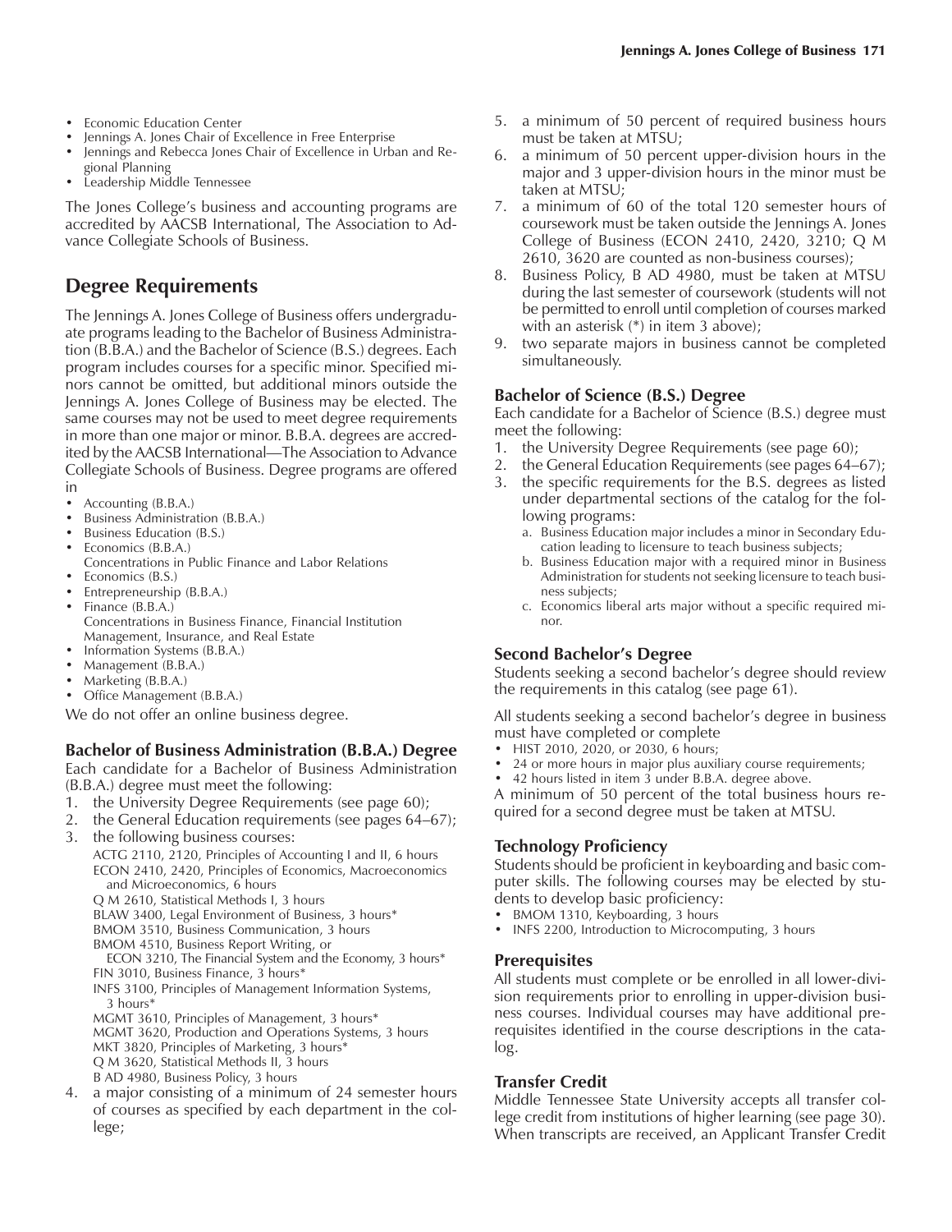- Economic Education Center
- Jennings A. Jones Chair of Excellence in Free Enterprise
- Jennings and Rebecca Jones Chair of Excellence in Urban and Regional Planning
- Leadership Middle Tennessee

The Jones College's business and accounting programs are accredited by AACSB International, The Association to Advance Collegiate Schools of Business.

## Degree Requirements

The Jennings A. Jones College of Business offers undergraduate programs leading to the Bachelor of Business Administration (B.B.A.) and the Bachelor of Science (B.S.) degrees. Each program includes courses for a specific minor. Specified minors cannot be omitted, but additional minors outside the Jennings A. Jones College of Business may be elected. The same courses may not be used to meet degree requirements in more than one major or minor. B.B.A. degrees are accredited by the AACSB International—The Association to Advance Collegiate Schools of Business. Degree programs are offered in

- Accounting (B.B.A.)
- Business Administration (B.B.A.)
- Business Education (B.S.)
- Economics (B.B.A.)
  Concentrations in Public Finance and Labor Relations
- Economics (B.S.)
- Entrepreneurship (B.B.A.)
- Finance (B.B.A.)
  Concentrations in Business Finance, Financial Institution Management, Insurance, and Real Estate
- Information Systems (B.B.A.)
- Management (B.B.A.)
- Marketing (B.B.A.)
- Office Management (B.B.A.)

We do not offer an online business degree.

### Bachelor of Business Administration (B.B.A.) Degree

Each candidate for a Bachelor of Business Administration (B.B.A.) degree must meet the following:

1. the University Degree Requirements (see page 60);
2. the General Education requirements (see pages 64–67);
3. the following business courses:
   ACTG 2110, 2120, Principles of Accounting I and II, 6 hours
   ECON 2410, 2420, Principles of Economics, Macroeconomics and Microeconomics, 6 hours
   Q M 2610, Statistical Methods I, 3 hours
   BLAW 3400, Legal Environment of Business, 3 hours*
   BMOM 3510, Business Communication, 3 hours
   BMOM 4510, Business Report Writing, or
   ECON 3210, The Financial System and the Economy, 3 hours*
   FIN 3010, Business Finance, 3 hours*
   INFS 3100, Principles of Management Information Systems, 3 hours*
   MGMT 3610, Principles of Management, 3 hours*
   MGMT 3620, Production and Operations Systems, 3 hours
   MKT 3820, Principles of Marketing, 3 hours*
   Q M 3620, Statistical Methods II, 3 hours
   B AD 4980, Business Policy, 3 hours
4. a major consisting of a minimum of 24 semester hours of courses as specified by each department in the college;
5. a minimum of 50 percent of required business hours must be taken at MTSU;
6. a minimum of 50 percent upper-division hours in the major and 3 upper-division hours in the minor must be taken at MTSU;
7. a minimum of 60 of the total 120 semester hours of coursework must be taken outside the Jennings A. Jones College of Business (ECON 2410, 2420, 3210; Q M 2610, 3620 are counted as non-business courses);
8. Business Policy, B AD 4980, must be taken at MTSU during the last semester of coursework (students will not be permitted to enroll until completion of courses marked with an asterisk (*) in item 3 above);
9. two separate majors in business cannot be completed simultaneously.

### Bachelor of Science (B.S.) Degree

Each candidate for a Bachelor of Science (B.S.) degree must meet the following:

1. the University Degree Requirements (see page 60);
2. the General Education Requirements (see pages 64–67);
3. the specific requirements for the B.S. degrees as listed under departmental sections of the catalog for the following programs:
   a. Business Education major includes a minor in Secondary Education leading to licensure to teach business subjects;
   b. Business Education major with a required minor in Business Administration for students not seeking licensure to teach business subjects;
   c. Economics liberal arts major without a specific required minor.

### Second Bachelor's Degree

Students seeking a second bachelor's degree should review the requirements in this catalog (see page 61).

All students seeking a second bachelor's degree in business must have completed or complete

- HIST 2010, 2020, or 2030, 6 hours;
- 24 or more hours in major plus auxiliary course requirements;
- 42 hours listed in item 3 under B.B.A. degree above.

A minimum of 50 percent of the total business hours required for a second degree must be taken at MTSU.

### Technology Proficiency

Students should be proficient in keyboarding and basic computer skills. The following courses may be elected by students to develop basic proficiency:

- BMOM 1310, Keyboarding, 3 hours
- INFS 2200, Introduction to Microcomputing, 3 hours

### Prerequisites

All students must complete or be enrolled in all lower-division requirements prior to enrolling in upper-division business courses. Individual courses may have additional prerequisites identified in the course descriptions in the catalog.

### Transfer Credit

Middle Tennessee State University accepts all transfer college credit from institutions of higher learning (see page 30). When transcripts are received, an Applicant Transfer Credit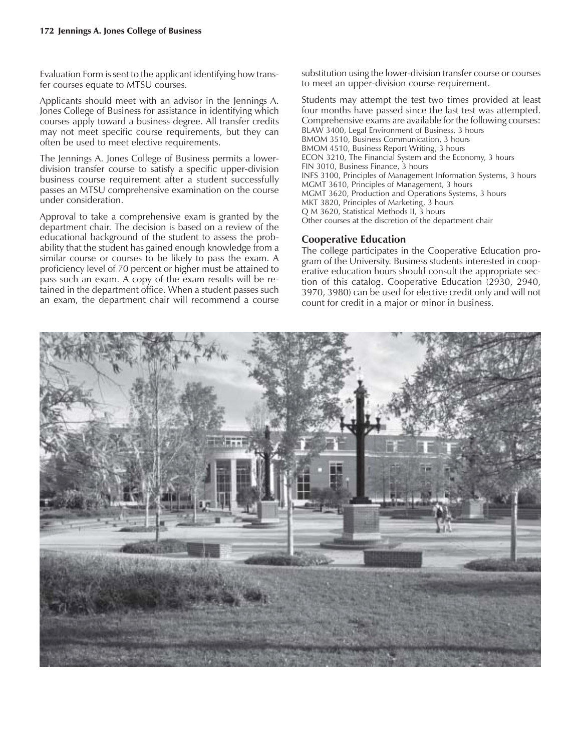Evaluation Form is sent to the applicant identifying how transfer courses equate to MTSU courses.

Applicants should meet with an advisor in the Jennings A. Jones College of Business for assistance in identifying which courses apply toward a business degree. All transfer credits may not meet specific course requirements, but they can often be used to meet elective requirements.

The Jennings A. Jones College of Business permits a lower-division transfer course to satisfy a specific upper-division business course requirement after a student successfully passes an MTSU comprehensive examination on the course under consideration.

Approval to take a comprehensive exam is granted by the department chair. The decision is based on a review of the educational background of the student to assess the probability that the student has gained enough knowledge from a similar course or courses to be likely to pass the exam. A proficiency level of 70 percent or higher must be attained to pass such an exam. A copy of the exam results will be retained in the department office. When a student passes such an exam, the department chair will recommend a course substitution using the lower-division transfer course or courses to meet an upper-division course requirement.

Students may attempt the test two times provided at least four months have passed since the last test was attempted. Comprehensive exams are available for the following courses:

BLAW 3400, Legal Environment of Business, 3 hours
BMOM 3510, Business Communication, 3 hours
BMOM 4510, Business Report Writing, 3 hours
ECON 3210, The Financial System and the Economy, 3 hours
FIN 3010, Business Finance, 3 hours
INFS 3100, Principles of Management Information Systems, 3 hours
MGMT 3610, Principles of Management, 3 hours
MGMT 3620, Production and Operations Systems, 3 hours
MKT 3820, Principles of Marketing, 3 hours
Q M 3620, Statistical Methods II, 3 hours
Other courses at the discretion of the department chair

### Cooperative Education

The college participates in the Cooperative Education program of the University. Business students interested in cooperative education hours should consult the appropriate section of this catalog. Cooperative Education (2930, 2940, 3970, 3980) can be used for elective credit only and will not count for credit in a major or minor in business.